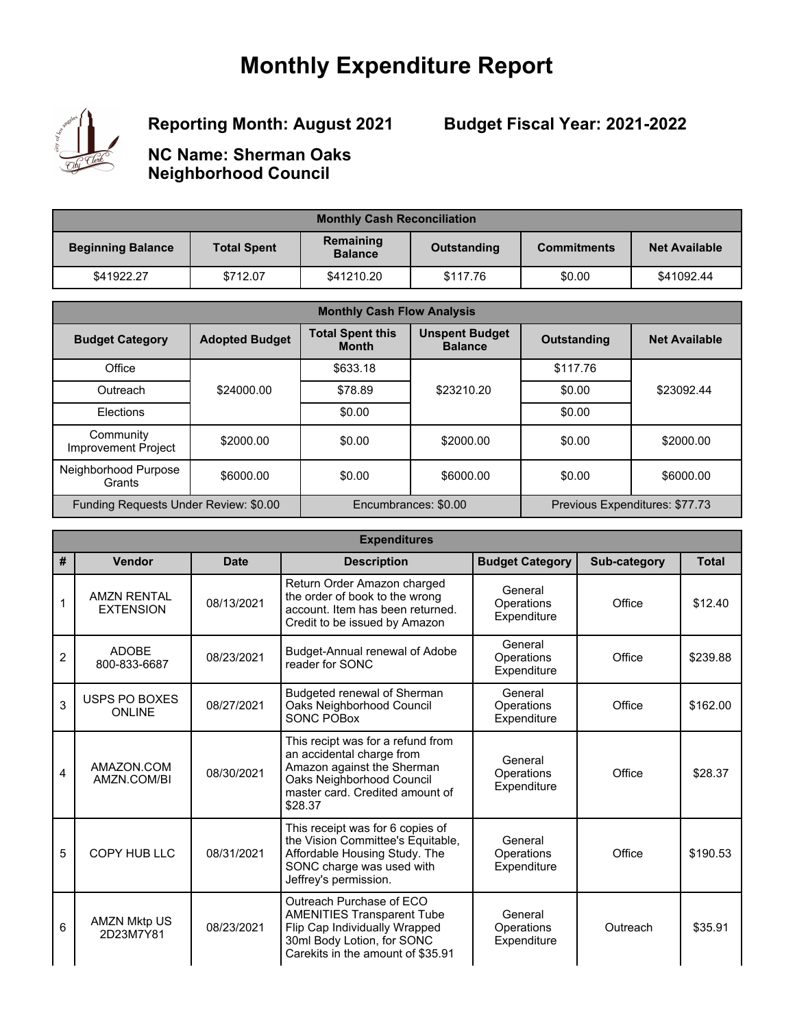# Monthly Expenditure Report

**Reporting Month: August 2021**

**Budget Fiscal Year: 2021-2022**

**NC Name: Sherman Oaks Neighborhood Council**

| Monthly Cash Reconciliation | | | | | |
|---|---|---|---|---|---|
| **Beginning Balance** | **Total Spent** | **Remaining Balance** | **Outstanding** | **Commitments** | **Net Available** |
| $41922.27 | $712.07 | $41210.20 | $117.76 | $0.00 | $41092.44 |

| Monthly Cash Flow Analysis | | | | | |
|---|---|---|---|---|---|
| **Budget Category** | **Adopted Budget** | **Total Spent this Month** | **Unspent Budget Balance** | **Outstanding** | **Net Available** |
| Office | $24000.00 | $633.18 | $23210.20 | $117.76 | $23092.44 |
| Outreach | | $78.89 | | $0.00 | |
| Elections | | $0.00 | | $0.00 | |
| Community Improvement Project | $2000.00 | $0.00 | $2000.00 | $0.00 | $2000.00 |
| Neighborhood Purpose Grants | $6000.00 | $0.00 | $6000.00 | $0.00 | $6000.00 |
| Funding Requests Under Review: $0.00 | | Encumbrances: $0.00 | | Previous Expenditures: $77.73 | |

| Expenditures | | | | | | |
|---|---|---|---|---|---|---|
| **#** | **Vendor** | **Date** | **Description** | **Budget Category** | **Sub-category** | **Total** |
| 1 | AMZN RENTAL EXTENSION | 08/13/2021 | Return Order Amazon charged the order of book to the wrong account. Item has been returned. Credit to be issued by Amazon | General Operations Expenditure | Office | $12.40 |
| 2 | ADOBE 800-833-6687 | 08/23/2021 | Budget-Annual renewal of Adobe reader for SONC | General Operations Expenditure | Office | $239.88 |
| 3 | USPS PO BOXES ONLINE | 08/27/2021 | Budgeted renewal of Sherman Oaks Neighborhood Council SONC POBox | General Operations Expenditure | Office | $162.00 |
| 4 | AMAZON.COM AMZN.COM/BI | 08/30/2021 | This recipt was for a refund from an accidental charge from Amazon against the Sherman Oaks Neighborhood Council master card. Credited amount of $28.37 | General Operations Expenditure | Office | $28.37 |
| 5 | COPY HUB LLC | 08/31/2021 | This receipt was for 6 copies of the Vision Committee's Equitable, Affordable Housing Study. The SONC charge was used with Jeffrey's permission. | General Operations Expenditure | Office | $190.53 |
| 6 | AMZN Mktp US 2D23M7Y81 | 08/23/2021 | Outreach Purchase of ECO AMENITIES Transparent Tube Flip Cap Individually Wrapped 30ml Body Lotion, for SONC Carekits in the amount of $35.91 | General Operations Expenditure | Outreach | $35.91 |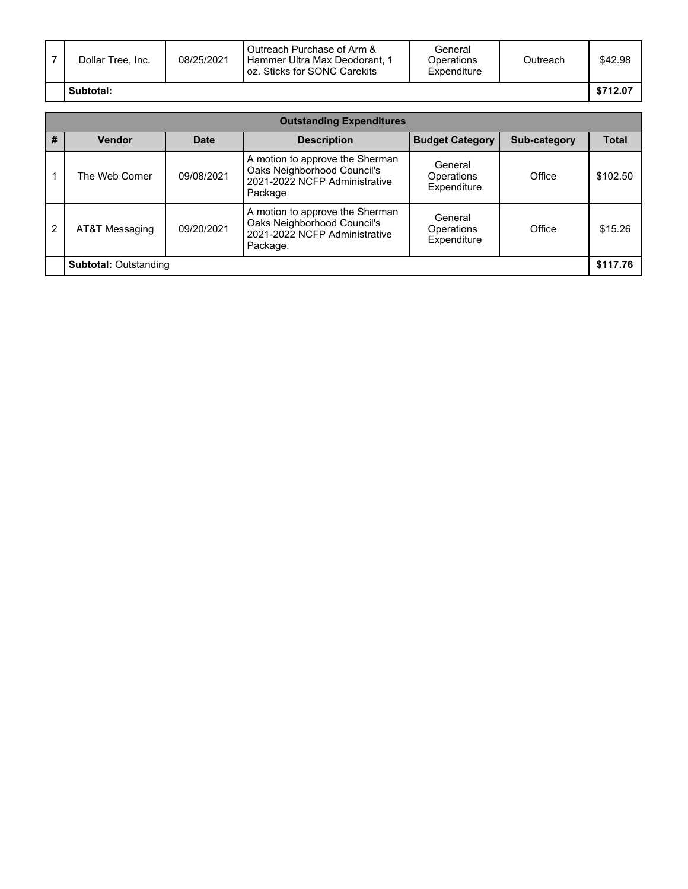| | | | | | | |
|---|---|---|---|---|---|---|
| 7 | Dollar Tree, Inc. | 08/25/2021 | Outreach Purchase of Arm & Hammer Ultra Max Deodorant, 1 oz. Sticks for SONC Carekits | General Operations Expenditure | Outreach | $42.98 |
| | **Subtotal:** | | | | | **$712.07** |

| Outstanding Expenditures | | | | | | |
|---|---|---|---|---|---|---|
| **#** | **Vendor** | **Date** | **Description** | **Budget Category** | **Sub-category** | **Total** |
| 1 | The Web Corner | 09/08/2021 | A motion to approve the Sherman Oaks Neighborhood Council's 2021-2022 NCFP Administrative Package | General Operations Expenditure | Office | $102.50 |
| 2 | AT&T Messaging | 09/20/2021 | A motion to approve the Sherman Oaks Neighborhood Council's 2021-2022 NCFP Administrative Package. | General Operations Expenditure | Office | $15.26 |
| | **Subtotal:** Outstanding | | | | | **$117.76** |